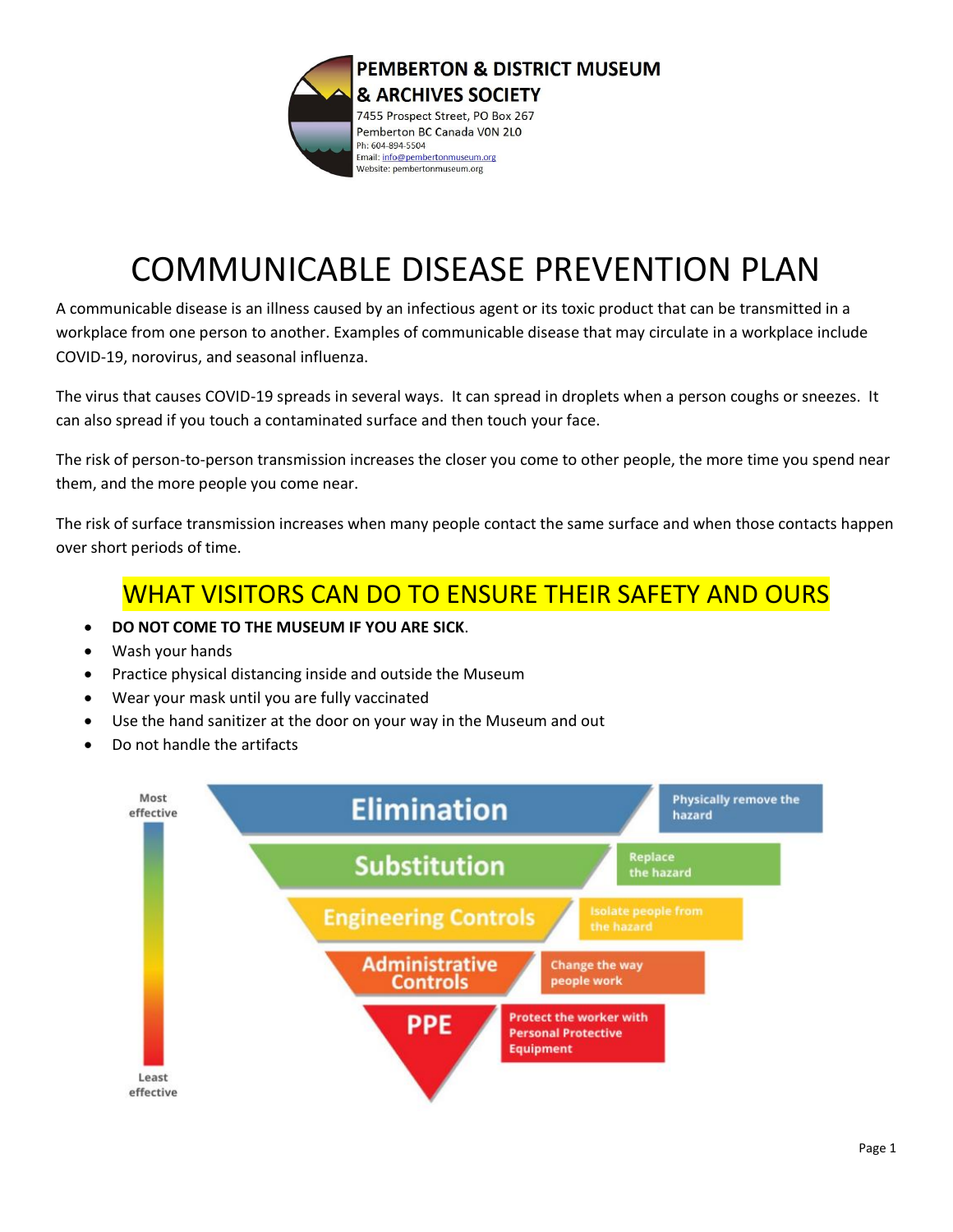**PEMBERTON & DISTRICT MUSEUM & ARCHIVES SOCIETY**
7455 Prospect Street, PO Box 267
Pemberton BC Canada V0N 2L0
Ph: 604-894-5504
Email: info@pembertonmuseum.org
Website: pembertonmuseum.org

# COMMUNICABLE DISEASE PREVENTION PLAN

A communicable disease is an illness caused by an infectious agent or its toxic product that can be transmitted in a workplace from one person to another. Examples of communicable disease that may circulate in a workplace include COVID-19, norovirus, and seasonal influenza.

The virus that causes COVID-19 spreads in several ways. It can spread in droplets when a person coughs or sneezes. It can also spread if you touch a contaminated surface and then touch your face.

The risk of person-to-person transmission increases the closer you come to other people, the more time you spend near them, and the more people you come near.

The risk of surface transmission increases when many people contact the same surface and when those contacts happen over short periods of time.

## WHAT VISITORS CAN DO TO ENSURE THEIR SAFETY AND OURS

- **DO NOT COME TO THE MUSEUM IF YOU ARE SICK**.
- Wash your hands
- Practice physical distancing inside and outside the Museum
- Wear your mask until you are fully vaccinated
- Use the hand sanitizer at the door on your way in the Museum and out
- Do not handle the artifacts

Most effective

- **Elimination** – Physically remove the hazard
- **Substitution** – Replace the hazard
- **Engineering Controls** – Isolate people from the hazard
- **Administrative Controls** – Change the way people work
- **PPE** – Protect the worker with Personal Protective Equipment

Least effective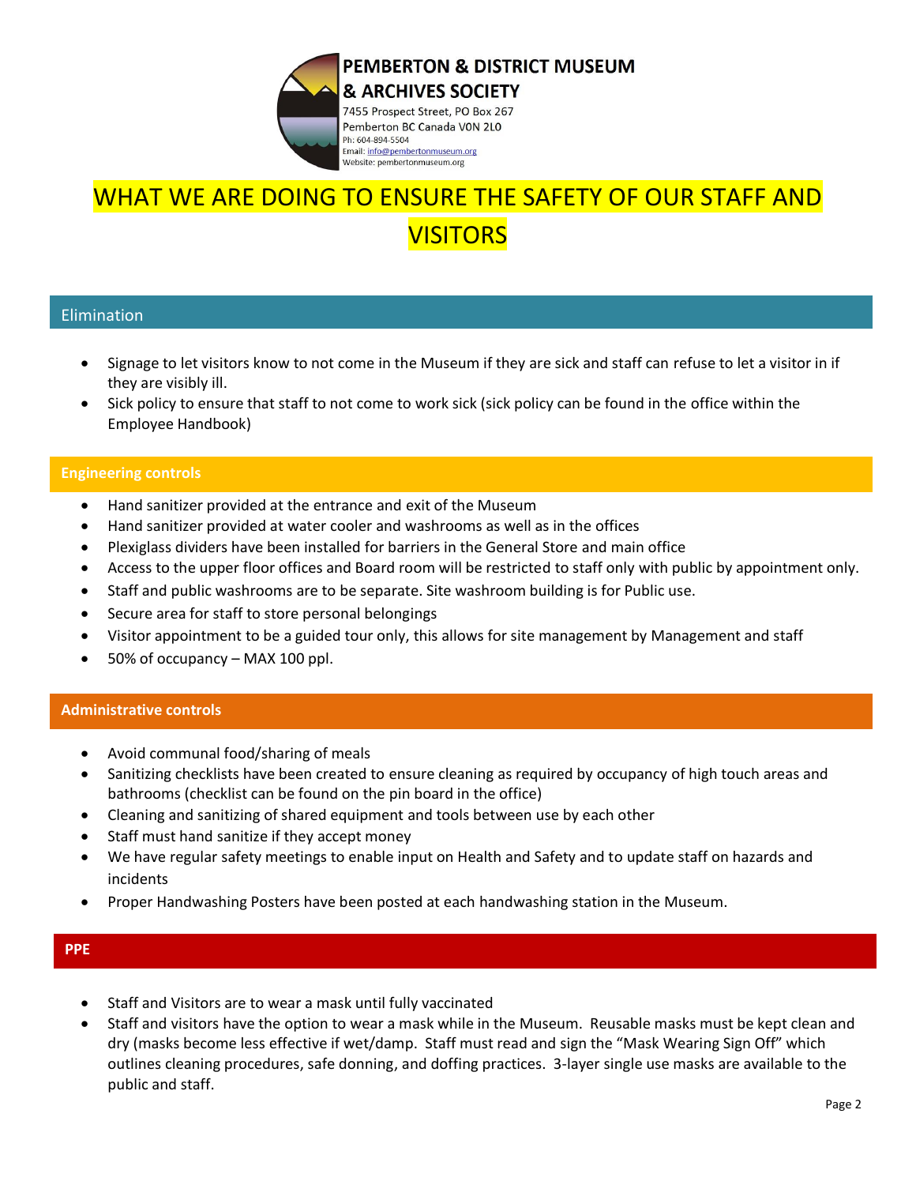**PEMBERTON & DISTRICT MUSEUM & ARCHIVES SOCIETY**
7455 Prospect Street, PO Box 267
Pemberton BC Canada V0N 2L0
Ph: 604-894-5504
Email: info@pembertonmuseum.org
Website: pembertonmuseum.org

# WHAT WE ARE DOING TO ENSURE THE SAFETY OF OUR STAFF AND VISITORS

## Elimination

- Signage to let visitors know to not come in the Museum if they are sick and staff can refuse to let a visitor in if they are visibly ill.
- Sick policy to ensure that staff to not come to work sick (sick policy can be found in the office within the Employee Handbook)

## Engineering controls

- Hand sanitizer provided at the entrance and exit of the Museum
- Hand sanitizer provided at water cooler and washrooms as well as in the offices
- Plexiglass dividers have been installed for barriers in the General Store and main office
- Access to the upper floor offices and Board room will be restricted to staff only with public by appointment only.
- Staff and public washrooms are to be separate. Site washroom building is for Public use.
- Secure area for staff to store personal belongings
- Visitor appointment to be a guided tour only, this allows for site management by Management and staff
- 50% of occupancy – MAX 100 ppl.

## Administrative controls

- Avoid communal food/sharing of meals
- Sanitizing checklists have been created to ensure cleaning as required by occupancy of high touch areas and bathrooms (checklist can be found on the pin board in the office)
- Cleaning and sanitizing of shared equipment and tools between use by each other
- Staff must hand sanitize if they accept money
- We have regular safety meetings to enable input on Health and Safety and to update staff on hazards and incidents
- Proper Handwashing Posters have been posted at each handwashing station in the Museum.

## PPE

- Staff and Visitors are to wear a mask until fully vaccinated
- Staff and visitors have the option to wear a mask while in the Museum. Reusable masks must be kept clean and dry (masks become less effective if wet/damp. Staff must read and sign the "Mask Wearing Sign Off" which outlines cleaning procedures, safe donning, and doffing practices. 3-layer single use masks are available to the public and staff.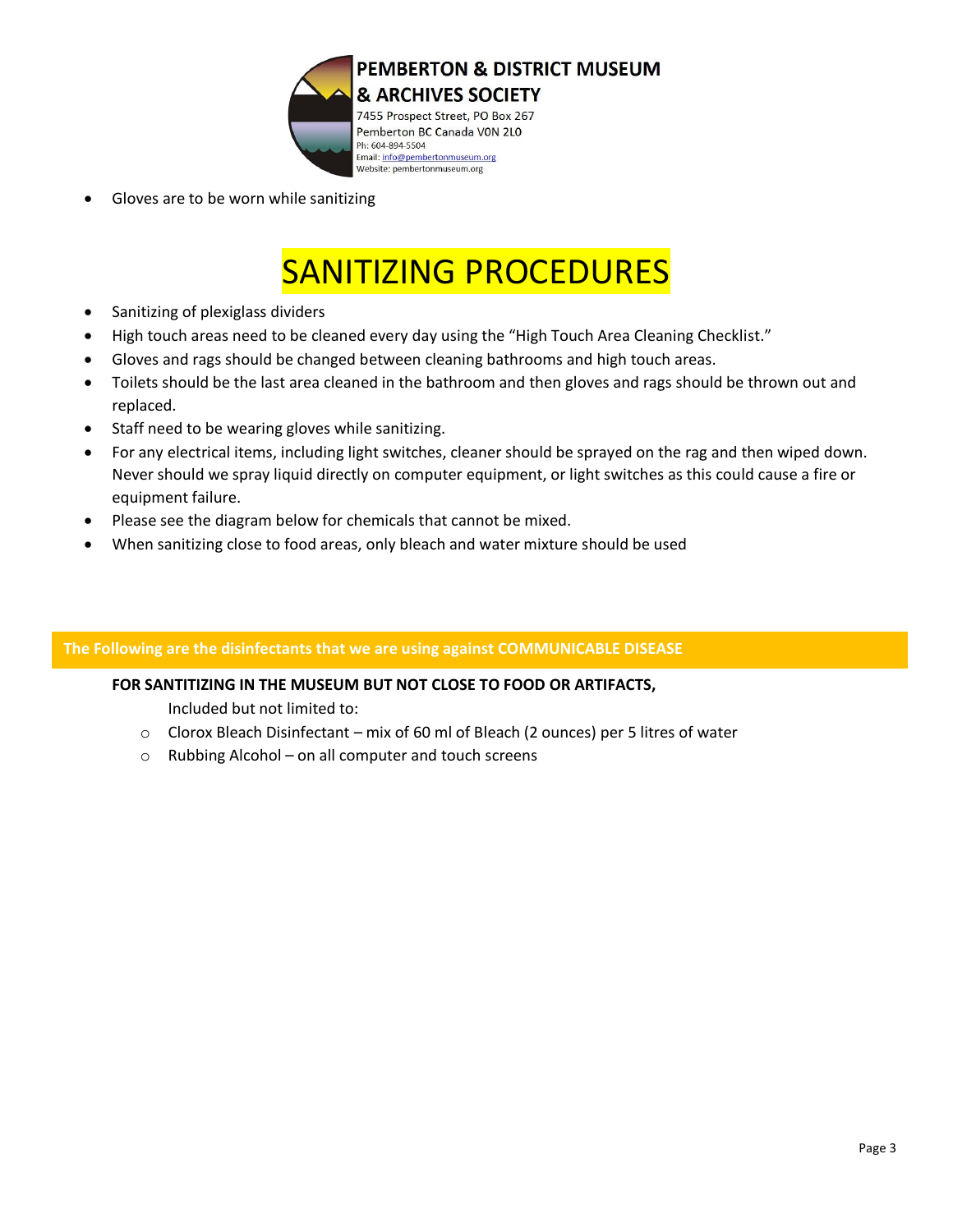- Gloves are to be worn while sanitizing

# SANITIZING PROCEDURES

- Sanitizing of plexiglass dividers
- High touch areas need to be cleaned every day using the "High Touch Area Cleaning Checklist."
- Gloves and rags should be changed between cleaning bathrooms and high touch areas.
- Toilets should be the last area cleaned in the bathroom and then gloves and rags should be thrown out and replaced.
- Staff need to be wearing gloves while sanitizing.
- For any electrical items, including light switches, cleaner should be sprayed on the rag and then wiped down. Never should we spray liquid directly on computer equipment, or light switches as this could cause a fire or equipment failure.
- Please see the diagram below for chemicals that cannot be mixed.
- When sanitizing close to food areas, only bleach and water mixture should be used

## The Following are the disinfectants that we are using against COMMUNICABLE DISEASE

**FOR SANTITIZING IN THE MUSEUM BUT NOT CLOSE TO FOOD OR ARTIFACTS,**

Included but not limited to:

- Clorox Bleach Disinfectant – mix of 60 ml of Bleach (2 ounces) per 5 litres of water
- Rubbing Alcohol – on all computer and touch screens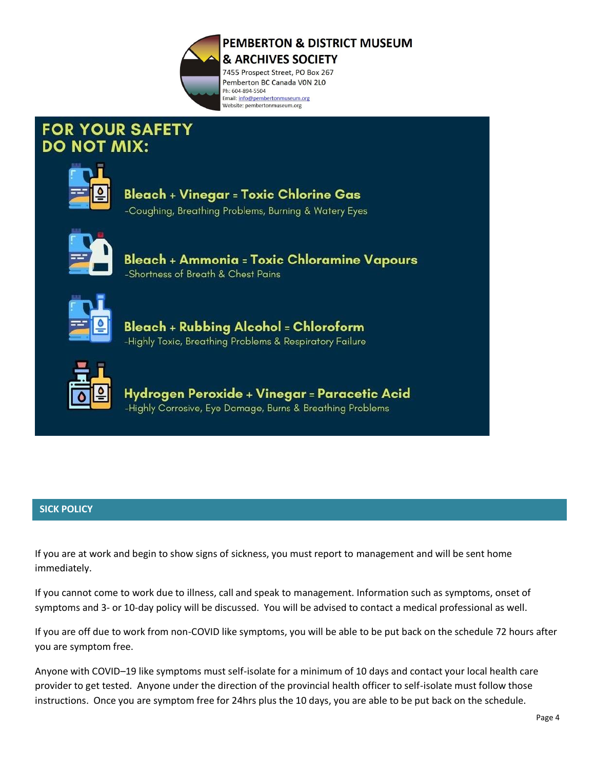**PEMBERTON & DISTRICT MUSEUM & ARCHIVES SOCIETY**
7455 Prospect Street, PO Box 267
Pemberton BC Canada V0N 2L0
Ph: 604-894-5504
Email: info@pembertonmuseum.org
Website: pembertonmuseum.org

## FOR YOUR SAFETY DO NOT MIX:

**Bleach + Vinegar = Toxic Chlorine Gas**
-Coughing, Breathing Problems, Burning & Watery Eyes

**Bleach + Ammonia = Toxic Chloramine Vapours**
-Shortness of Breath & Chest Pains

**Bleach + Rubbing Alcohol = Chloroform**
-Highly Toxic, Breathing Problems & Respiratory Failure

**Hydrogen Peroxide + Vinegar = Paracetic Acid**
-Highly Corrosive, Eye Damage, Burns & Breathing Problems

## SICK POLICY

If you are at work and begin to show signs of sickness, you must report to management and will be sent home immediately.

If you cannot come to work due to illness, call and speak to management. Information such as symptoms, onset of symptoms and 3- or 10-day policy will be discussed. You will be advised to contact a medical professional as well.

If you are off due to work from non-COVID like symptoms, you will be able to be put back on the schedule 72 hours after you are symptom free.

Anyone with COVID–19 like symptoms must self-isolate for a minimum of 10 days and contact your local health care provider to get tested. Anyone under the direction of the provincial health officer to self-isolate must follow those instructions. Once you are symptom free for 24hrs plus the 10 days, you are able to be put back on the schedule.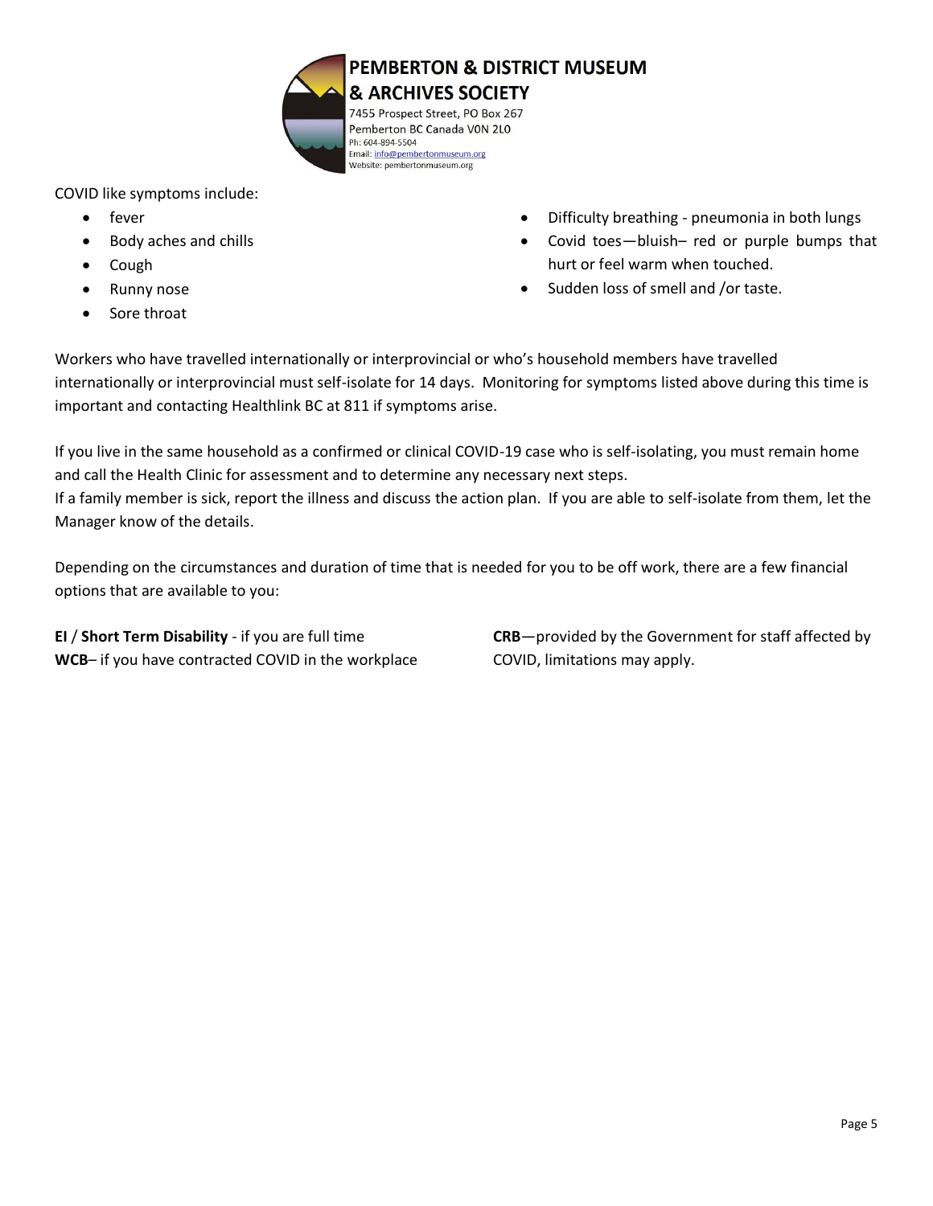COVID like symptoms include:

- fever
- Body aches and chills
- Cough
- Runny nose
- Sore throat
- Difficulty breathing - pneumonia in both lungs
- Covid toes—bluish– red or purple bumps that hurt or feel warm when touched.
- Sudden loss of smell and /or taste.

Workers who have travelled internationally or interprovincial or who's household members have travelled internationally or interprovincial must self-isolate for 14 days. Monitoring for symptoms listed above during this time is important and contacting Healthlink BC at 811 if symptoms arise.

If you live in the same household as a confirmed or clinical COVID-19 case who is self-isolating, you must remain home and call the Health Clinic for assessment and to determine any necessary next steps.
If a family member is sick, report the illness and discuss the action plan. If you are able to self-isolate from them, let the Manager know of the details.

Depending on the circumstances and duration of time that is needed for you to be off work, there are a few financial options that are available to you:

**EI** / **Short Term Disability** - if you are full time
**WCB**– if you have contracted COVID in the workplace

**CRB**—provided by the Government for staff affected by COVID, limitations may apply.